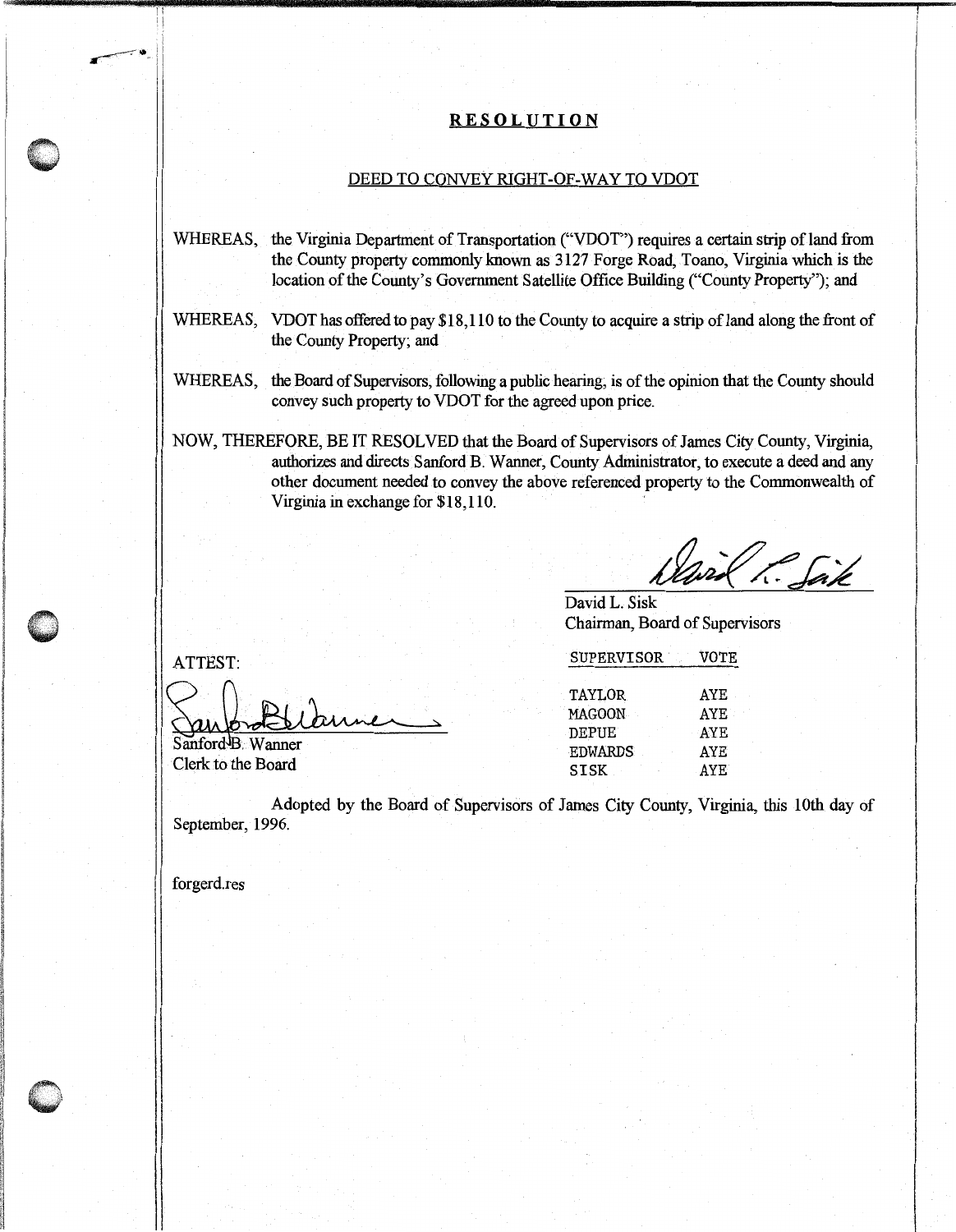# RESOLUTION

## DEED TO CONVEY RIGHT-OF-WAY TO VDOT

WHEREAS, the Virginia Department of Transportation ("VDOT") requires a certain strip of land from the County property commonly known as 3127 Forge Road, Toano, Virginia which is the location of the County's Government Satellite Office Building ("County Property"); and

WHEREAS, VDOT has offered to pay $18,110 to the County to acquire a strip of land along the front of the County Property; and

WHEREAS, the Board of Supervisors, following a public hearing, is of the opinion that the County should convey such property to VDOT for the agreed upon price.

NOW, THEREFORE, BE IT RESOLVED that the Board of Supervisors of James City County, Virginia, authorizes and directs Sanford B. Wanner, County Administrator, to execute a deed and any other document needed to convey the above referenced property to the Commonwealth of Virginia in exchange for $18,110.

David L. Sisk
Chairman, Board of Supervisors

ATTEST:

Sanford B. Wanner
Clerk to the Board

| SUPERVISOR | VOTE |
|---|---|
| TAYLOR | AYE |
| MAGOON | AYE |
| DEPUE | AYE |
| EDWARDS | AYE |
| SISK | AYE |

Adopted by the Board of Supervisors of James City County, Virginia, this 10th day of September, 1996.

forgerd.res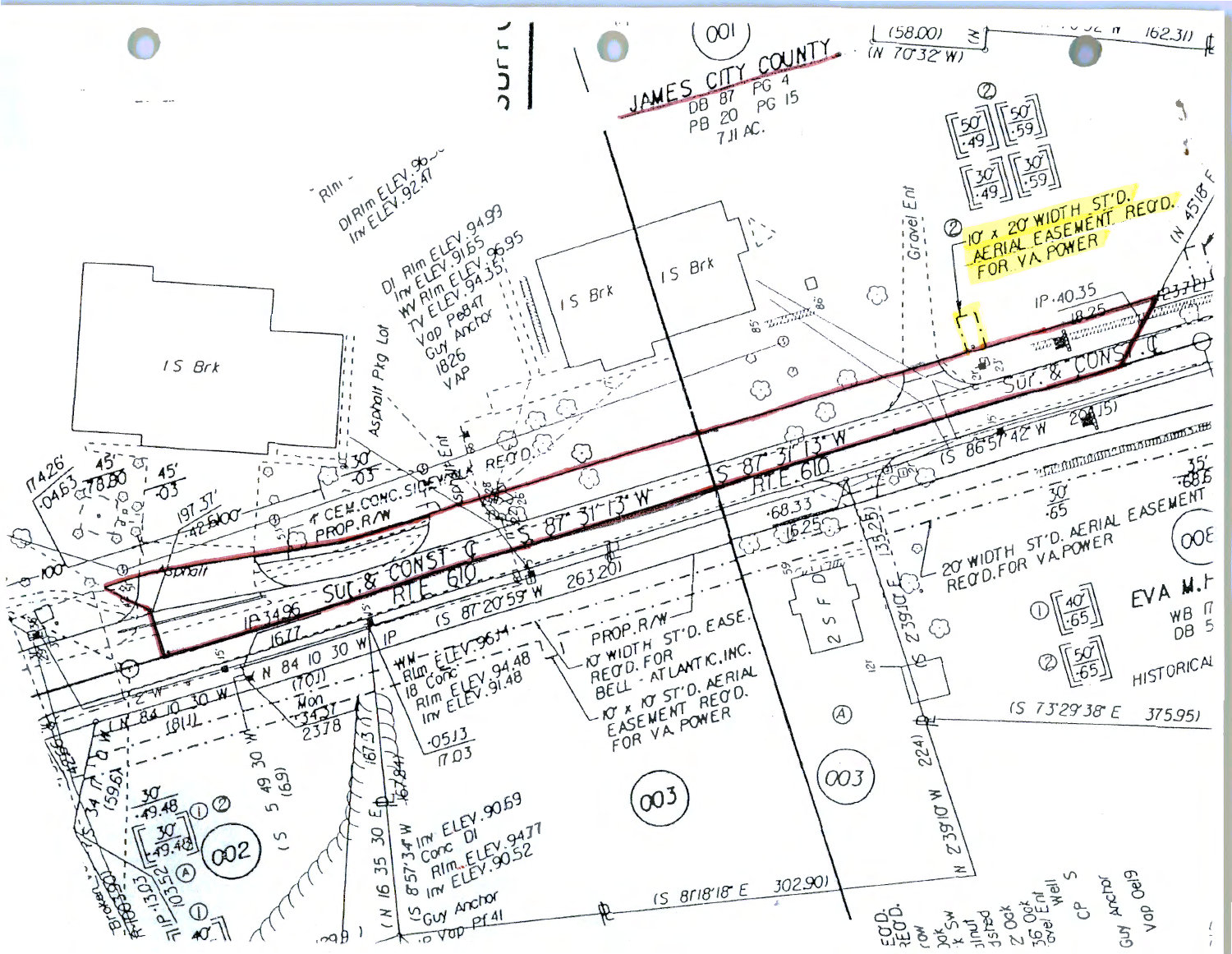JAMES CITY COUNTY
DB 87 PG 4
PB 20 PG 15
7.11 AC.

(001)

(58.00)
(N 70°32' W)

162.31)

(N 45°18' E

② [50' / .49] [50' / .59] [30' / .49] [30' / .59]

② 10' x 20' WIDTH ST'D. AERIAL EASEMENT REQ'D. FOR VA POWER

Gravel Ent

IP 40.35

18.25

1 S Brk

1 S Brk

1 S Brk

DI Rim ELEV. 96
Inv ELEV. 92.47

DI Rim ELEV. 94.93
Inv ELEV. 91.65
WV Rim ELEV. 96.95
TV ELEV. 94.35
Vap Pe847
Guy Anchor
1826
VAP

Asphalt Pkg Lot

Sur. & CONST. ℄

S 87°31'13" W

RTE. 610

(S 86°57'42" W 2045)

35' / .68.5

30' / .65

20' WIDTH ST'D. AERIAL EASEMENT REQ'D. FOR VA POWER

(008)

EVA M.H.
WB 17
DB 5
HISTORICAL

① [40' / .65]

② [50' / .65]

(S 73°29'38" E 375.95)

68.33

16.25

135.25

2 S F D

(S 23°9'10" E

N 23°9'10" W

224

Ⓐ

(003)

(003)

PROP. R/W
10' WIDTH ST'D. EASE. REQ'D. FOR BELL - ATLANTIC, INC.
10' x 10' ST'D. AERIAL EASEMENT REQ'D. FOR VA POWER

(S 87°20'59" W 263.20)

Sur. & CONST. ℄ RTE. 610

S 87°31'13" W

℄ CEM. CONC. SIDEWALK

PROP. R/W

REQ'D.

30 / .03

Sph Ent

IP 34.96

16.77

N 84°10'30" W

(70.1)

Mon 34.37 23.78

N 84°10'30" W

(181.1)

WM
Rim ELEV. 96.14
18 Conc
Rim ELEV. 94.48
Inv ELEV. 91.48

.05.13
17.03

Inv ELEV. 90.69
Conc DI
Rim ELEV. 94.37
Inv ELEV. 90.52
Guy Anchor
Vap Pf41

(S 8°57'34" W

(N 16°35'30" E

167.84

167.31

S 5°49'30" W

(69)

(002)

30' / 49.48 ① ②

30' / 49.48

Ⓐ

①

40'

(S 81°18'18" E 302.90)

114.26'
.04.63
45' / 78.80
45' / .03
197.57'
42.600'

100'

Asphalt

(159.61)

(S 34°17'...)

103.52

IP 13.03

Guy Anchor

Vap Oel9

CP S

Well

Gravel Ent

36" Ock

2" Ock

Ujsted

Walnut

Ock Sw

Row

REQ'D.